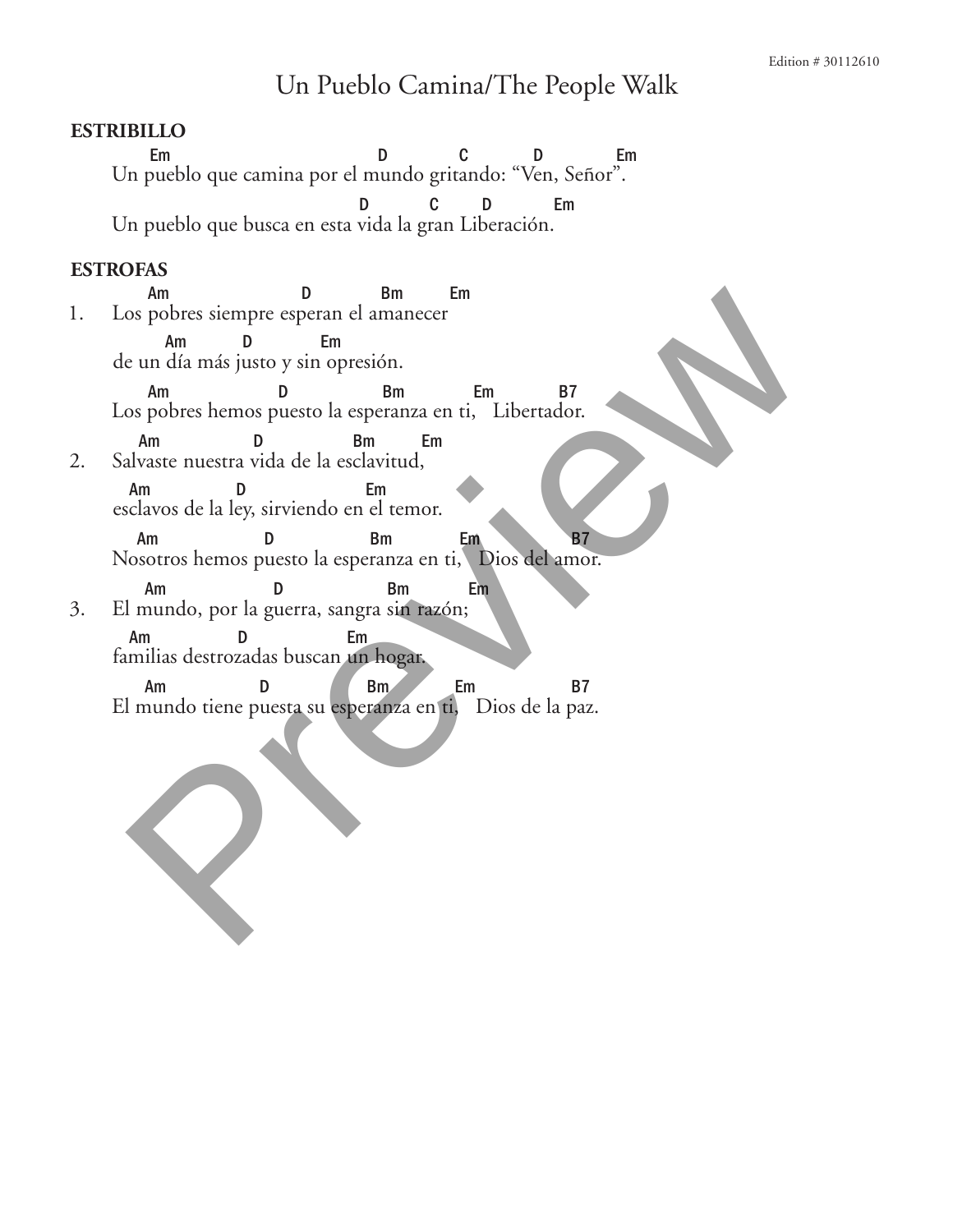# Un Pueblo Camina/The People Walk

**ESTRIBILLO**

```
   Em                              D          C        D         Em
Un pueblo que camina por el mundo gritando: "Ven, Señor".
                                 D        C     D         Em
Un pueblo que busca en esta vida la gran Liberación.
```

**ESTROFAS**

```
      Am                 D          Bm       Em
1.  Los pobres siempre esperan el amanecer
        Am       D          Em
    de un día más justo y sin opresión.
      Am             D               Bm          Em         B7
    Los pobres hemos puesto la esperanza en ti,   Libertador.
     Am             D              Bm       Em
2.  Salvaste nuestra vida de la esclavitud,
     Am           D                Em
    esclavos de la ley, sirviendo en el temor.
     Am               D                Bm           Em             B7
    Nosotros hemos puesto la esperanza en ti,   Dios del amor.
      Am              D                 Bm         Em
3.  El mundo, por la guerra, sangra sin razón;
     Am             D                 Em
    familias destrozadas buscan un hogar.
      Am              D               Bm           Em              B7
    El mundo tiene puesta su esperanza en ti,   Dios de la paz.
```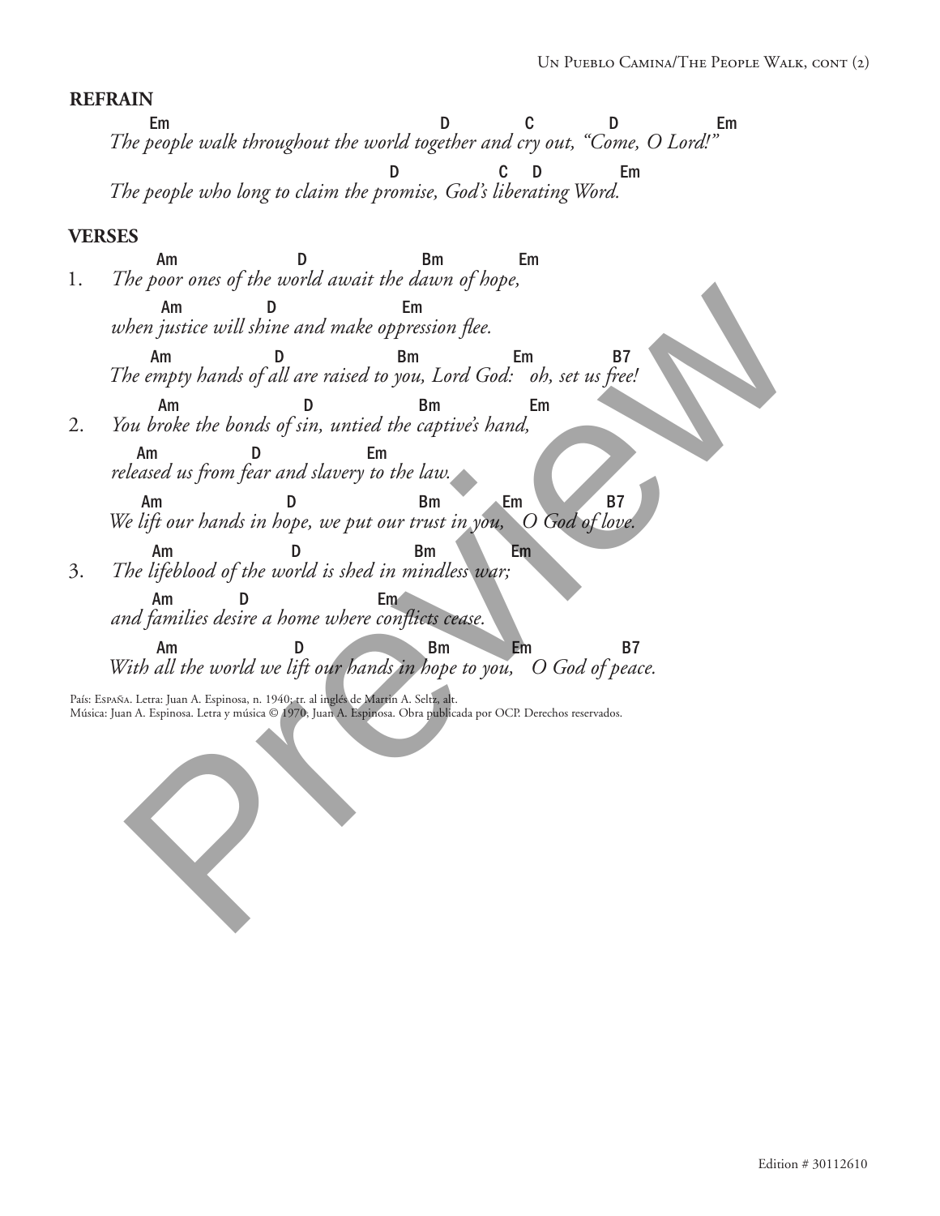**REFRAIN**

```
Em                                          D          C          D              Em
The people walk throughout the world together and cry out, "Come, O Lord!"
                                      D             C    D            Em
The people who long to claim the promise, God's liberating Word.
```

**VERSES**

```
       Am               D                    Bm          Em
1.  The poor ones of the world await the dawn of hope,
       Am          D                  Em
    when justice will shine and make oppression flee.
       Am              D                Bm            Em              B7
    The empty hands of all are raised to you, Lord God:   oh, set us free!
       Am                 D                 Bm            Em
2.  You broke the bonds of sin, untied the captive's hand,
       Am          D               Em
    released us from fear and slavery to the law.
       Am                D                    Bm        Em             B7
    We lift our hands in hope, we put our trust in you,   O God of love.
       Am                D                  Bm          Em
3.  The lifeblood of the world is shed in mindless war;
       Am         D                     Em
    and families desire a home where conflicts cease.
       Am                  D                   Bm           Em               B7
    With all the world we lift our hands in hope to you,   O God of peace.
```

País: España. Letra: Juan A. Espinosa, n. 1940; tr. al inglés de Martin A. Seltz, alt.
Música: Juan A. Espinosa. Letra y música © 1970, Juan A. Espinosa. Obra publicada por OCP. Derechos reservados.

Preview

Edition # 30112610